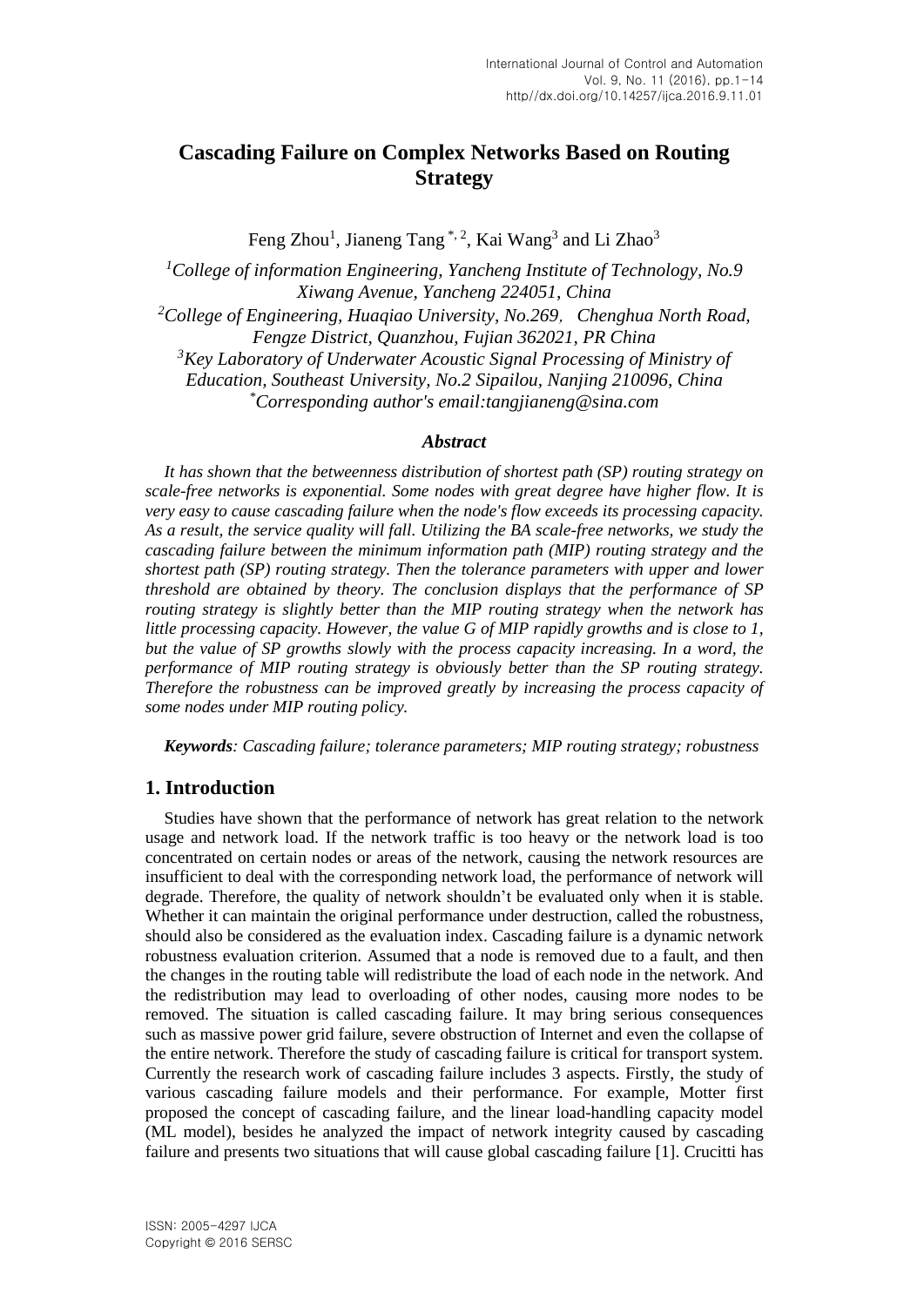# Cascading Failure on Complex Networks Based on Routing Strategy

Feng Zhou[1], Jianeng Tang[*, 2], Kai Wang[3] and Li Zhao[3]

[1]*College of information Engineering, Yancheng Institute of Technology, No.9 Xiwang Avenue, Yancheng 224051, China*
[2]*College of Engineering, Huaqiao University, No.269, Chenghua North Road, Fengze District, Quanzhou, Fujian 362021, PR China*
[3]*Key Laboratory of Underwater Acoustic Signal Processing of Ministry of Education, Southeast University, No.2 Sipailou, Nanjing 210096, China*
[*]*Corresponding author's email:tangjianeng@sina.com*

### *Abstract*

*It has shown that the betweenness distribution of shortest path (SP) routing strategy on scale-free networks is exponential. Some nodes with great degree have higher flow. It is very easy to cause cascading failure when the node's flow exceeds its processing capacity. As a result, the service quality will fall. Utilizing the BA scale-free networks, we study the cascading failure between the minimum information path (MIP) routing strategy and the shortest path (SP) routing strategy. Then the tolerance parameters with upper and lower threshold are obtained by theory. The conclusion displays that the performance of SP routing strategy is slightly better than the MIP routing strategy when the network has little processing capacity. However, the value G of MIP rapidly growths and is close to 1, but the value of SP growths slowly with the process capacity increasing. In a word, the performance of MIP routing strategy is obviously better than the SP routing strategy. Therefore the robustness can be improved greatly by increasing the process capacity of some nodes under MIP routing policy.*

***Keywords**: Cascading failure; tolerance parameters; MIP routing strategy; robustness*

## 1. Introduction

Studies have shown that the performance of network has great relation to the network usage and network load. If the network traffic is too heavy or the network load is too concentrated on certain nodes or areas of the network, causing the network resources are insufficient to deal with the corresponding network load, the performance of network will degrade. Therefore, the quality of network shouldn't be evaluated only when it is stable. Whether it can maintain the original performance under destruction, called the robustness, should also be considered as the evaluation index. Cascading failure is a dynamic network robustness evaluation criterion. Assumed that a node is removed due to a fault, and then the changes in the routing table will redistribute the load of each node in the network. And the redistribution may lead to overloading of other nodes, causing more nodes to be removed. The situation is called cascading failure. It may bring serious consequences such as massive power grid failure, severe obstruction of Internet and even the collapse of the entire network. Therefore the study of cascading failure is critical for transport system. Currently the research work of cascading failure includes 3 aspects. Firstly, the study of various cascading failure models and their performance. For example, Motter first proposed the concept of cascading failure, and the linear load-handling capacity model (ML model), besides he analyzed the impact of network integrity caused by cascading failure and presents two situations that will cause global cascading failure [1]. Crucitti has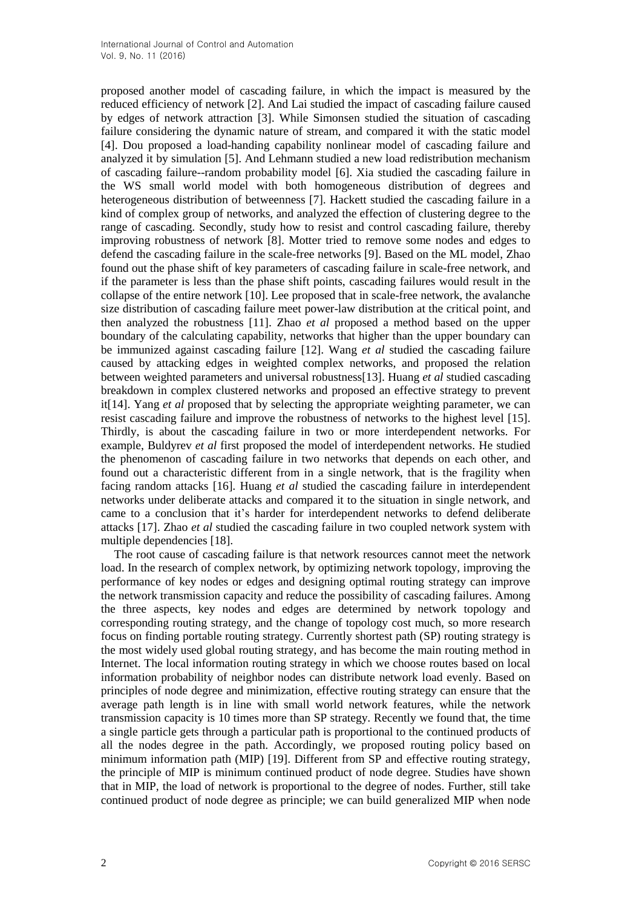proposed another model of cascading failure, in which the impact is measured by the reduced efficiency of network [2]. And Lai studied the impact of cascading failure caused by edges of network attraction [3]. While Simonsen studied the situation of cascading failure considering the dynamic nature of stream, and compared it with the static model [4]. Dou proposed a load-handing capability nonlinear model of cascading failure and analyzed it by simulation [5]. And Lehmann studied a new load redistribution mechanism of cascading failure--random probability model [6]. Xia studied the cascading failure in the WS small world model with both homogeneous distribution of degrees and heterogeneous distribution of betweenness [7]. Hackett studied the cascading failure in a kind of complex group of networks, and analyzed the effection of clustering degree to the range of cascading. Secondly, study how to resist and control cascading failure, thereby improving robustness of network [8]. Motter tried to remove some nodes and edges to defend the cascading failure in the scale-free networks [9]. Based on the ML model, Zhao found out the phase shift of key parameters of cascading failure in scale-free network, and if the parameter is less than the phase shift points, cascading failures would result in the collapse of the entire network [10]. Lee proposed that in scale-free network, the avalanche size distribution of cascading failure meet power-law distribution at the critical point, and then analyzed the robustness [11]. Zhao *et al* proposed a method based on the upper boundary of the calculating capability, networks that higher than the upper boundary can be immunized against cascading failure [12]. Wang *et al* studied the cascading failure caused by attacking edges in weighted complex networks, and proposed the relation between weighted parameters and universal robustness[13]. Huang *et al* studied cascading breakdown in complex clustered networks and proposed an effective strategy to prevent it[14]. Yang *et al* proposed that by selecting the appropriate weighting parameter, we can resist cascading failure and improve the robustness of networks to the highest level [15]. Thirdly, is about the cascading failure in two or more interdependent networks. For example, Buldyrev *et al* first proposed the model of interdependent networks. He studied the phenomenon of cascading failure in two networks that depends on each other, and found out a characteristic different from in a single network, that is the fragility when facing random attacks [16]. Huang *et al* studied the cascading failure in interdependent networks under deliberate attacks and compared it to the situation in single network, and came to a conclusion that it's harder for interdependent networks to defend deliberate attacks [17]. Zhao *et al* studied the cascading failure in two coupled network system with multiple dependencies [18].

The root cause of cascading failure is that network resources cannot meet the network load. In the research of complex network, by optimizing network topology, improving the performance of key nodes or edges and designing optimal routing strategy can improve the network transmission capacity and reduce the possibility of cascading failures. Among the three aspects, key nodes and edges are determined by network topology and corresponding routing strategy, and the change of topology cost much, so more research focus on finding portable routing strategy. Currently shortest path (SP) routing strategy is the most widely used global routing strategy, and has become the main routing method in Internet. The local information routing strategy in which we choose routes based on local information probability of neighbor nodes can distribute network load evenly. Based on principles of node degree and minimization, effective routing strategy can ensure that the average path length is in line with small world network features, while the network transmission capacity is 10 times more than SP strategy. Recently we found that, the time a single particle gets through a particular path is proportional to the continued products of all the nodes degree in the path. Accordingly, we proposed routing policy based on minimum information path (MIP) [19]. Different from SP and effective routing strategy, the principle of MIP is minimum continued product of node degree. Studies have shown that in MIP, the load of network is proportional to the degree of nodes. Further, still take continued product of node degree as principle; we can build generalized MIP when node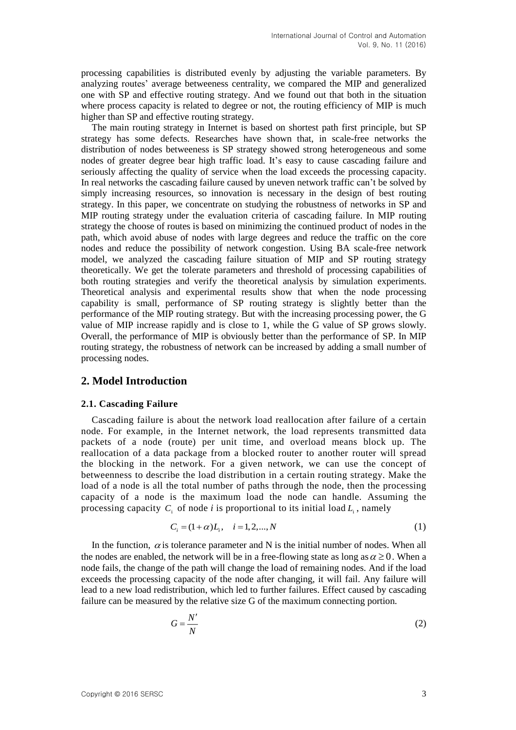processing capabilities is distributed evenly by adjusting the variable parameters. By analyzing routes' average betweeness centrality, we compared the MIP and generalized one with SP and effective routing strategy. And we found out that both in the situation where process capacity is related to degree or not, the routing efficiency of MIP is much higher than SP and effective routing strategy.

The main routing strategy in Internet is based on shortest path first principle, but SP strategy has some defects. Researches have shown that, in scale-free networks the distribution of nodes betweeness is SP strategy showed strong heterogeneous and some nodes of greater degree bear high traffic load. It's easy to cause cascading failure and seriously affecting the quality of service when the load exceeds the processing capacity. In real networks the cascading failure caused by uneven network traffic can't be solved by simply increasing resources, so innovation is necessary in the design of best routing strategy. In this paper, we concentrate on studying the robustness of networks in SP and MIP routing strategy under the evaluation criteria of cascading failure. In MIP routing strategy the choose of routes is based on minimizing the continued product of nodes in the path, which avoid abuse of nodes with large degrees and reduce the traffic on the core nodes and reduce the possibility of network congestion. Using BA scale-free network model, we analyzed the cascading failure situation of MIP and SP routing strategy theoretically. We get the tolerate parameters and threshold of processing capabilities of both routing strategies and verify the theoretical analysis by simulation experiments. Theoretical analysis and experimental results show that when the node processing capability is small, performance of SP routing strategy is slightly better than the performance of the MIP routing strategy. But with the increasing processing power, the G value of MIP increase rapidly and is close to 1, while the G value of SP grows slowly. Overall, the performance of MIP is obviously better than the performance of SP. In MIP routing strategy, the robustness of network can be increased by adding a small number of processing nodes.

## 2. Model Introduction

### 2.1. Cascading Failure

Cascading failure is about the network load reallocation after failure of a certain node. For example, in the Internet network, the load represents transmitted data packets of a node (route) per unit time, and overload means block up. The reallocation of a data package from a blocked router to another router will spread the blocking in the network. For a given network, we can use the concept of betweenness to describe the load distribution in a certain routing strategy. Make the load of a node is all the total number of paths through the node, then the processing capacity of a node is the maximum load the node can handle. Assuming the processing capacity $C_i$ of node $i$ is proportional to its initial load $L_i$, namely

$$C_i = (1+\alpha)L_i, \quad i = 1, 2, ..., N \tag{1}$$

In the function, $\alpha$ is tolerance parameter and N is the initial number of nodes. When all the nodes are enabled, the network will be in a free-flowing state as long as $\alpha \geq 0$. When a node fails, the change of the path will change the load of remaining nodes. And if the load exceeds the processing capacity of the node after changing, it will fail. Any failure will lead to a new load redistribution, which led to further failures. Effect caused by cascading failure can be measured by the relative size G of the maximum connecting portion.

$$G = \frac{N'}{N} \tag{2}$$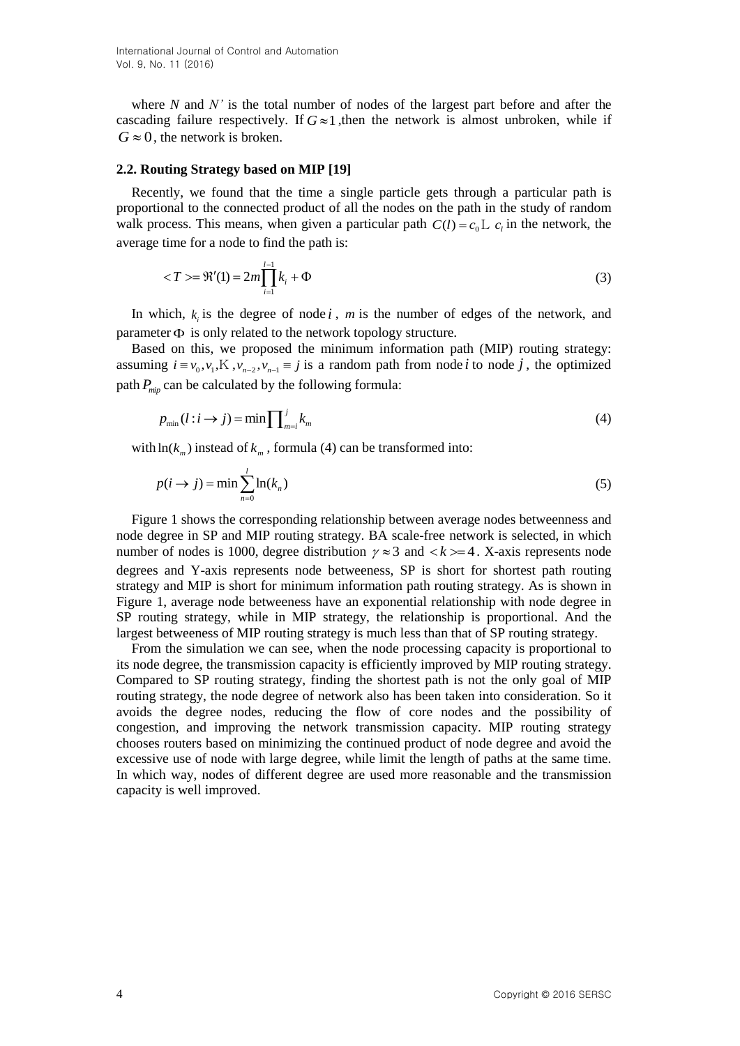where $N$ and $N'$ is the total number of nodes of the largest part before and after the cascading failure respectively. If $G \approx 1$ ,then the network is almost unbroken, while if $G \approx 0$, the network is broken.

### 2.2. Routing Strategy based on MIP [19]

Recently, we found that the time a single particle gets through a particular path is proportional to the connected product of all the nodes on the path in the study of random walk process. This means, when given a particular path $C(l) = c_0 \cdots c_l$ in the network, the average time for a node to find the path is:

$$< T >= \Re'(1) = 2m\prod_{i=1}^{l-1} k_i + \Phi \tag{3}$$

In which, $k_i$ is the degree of node $i$, $m$ is the number of edges of the network, and parameter $\Phi$ is only related to the network topology structure.

Based on this, we proposed the minimum information path (MIP) routing strategy: assuming $i \equiv v_0, v_1, \ldots, v_{n-2}, v_{n-1} \equiv j$ is a random path from node $i$ to node $j$, the optimized path $P_{mip}$ can be calculated by the following formula:

$$p_{\min}(l : i \to j) = \min \prod\nolimits_{m=i}^{j} k_m \tag{4}$$

with $\ln(k_m)$ instead of $k_m$, formula (4) can be transformed into:

$$p(i \to j) = \min \sum_{n=0}^{l} \ln(k_n) \tag{5}$$

Figure 1 shows the corresponding relationship between average nodes betweenness and node degree in SP and MIP routing strategy. BA scale-free network is selected, in which number of nodes is 1000, degree distribution $\gamma \approx 3$ and $< k >= 4$. X-axis represents node degrees and Y-axis represents node betweeness, SP is short for shortest path routing strategy and MIP is short for minimum information path routing strategy. As is shown in Figure 1, average node betweeness have an exponential relationship with node degree in SP routing strategy, while in MIP strategy, the relationship is proportional. And the largest betweeness of MIP routing strategy is much less than that of SP routing strategy.

From the simulation we can see, when the node processing capacity is proportional to its node degree, the transmission capacity is efficiently improved by MIP routing strategy. Compared to SP routing strategy, finding the shortest path is not the only goal of MIP routing strategy, the node degree of network also has been taken into consideration. So it avoids the degree nodes, reducing the flow of core nodes and the possibility of congestion, and improving the network transmission capacity. MIP routing strategy chooses routers based on minimizing the continued product of node degree and avoid the excessive use of node with large degree, while limit the length of paths at the same time. In which way, nodes of different degree are used more reasonable and the transmission capacity is well improved.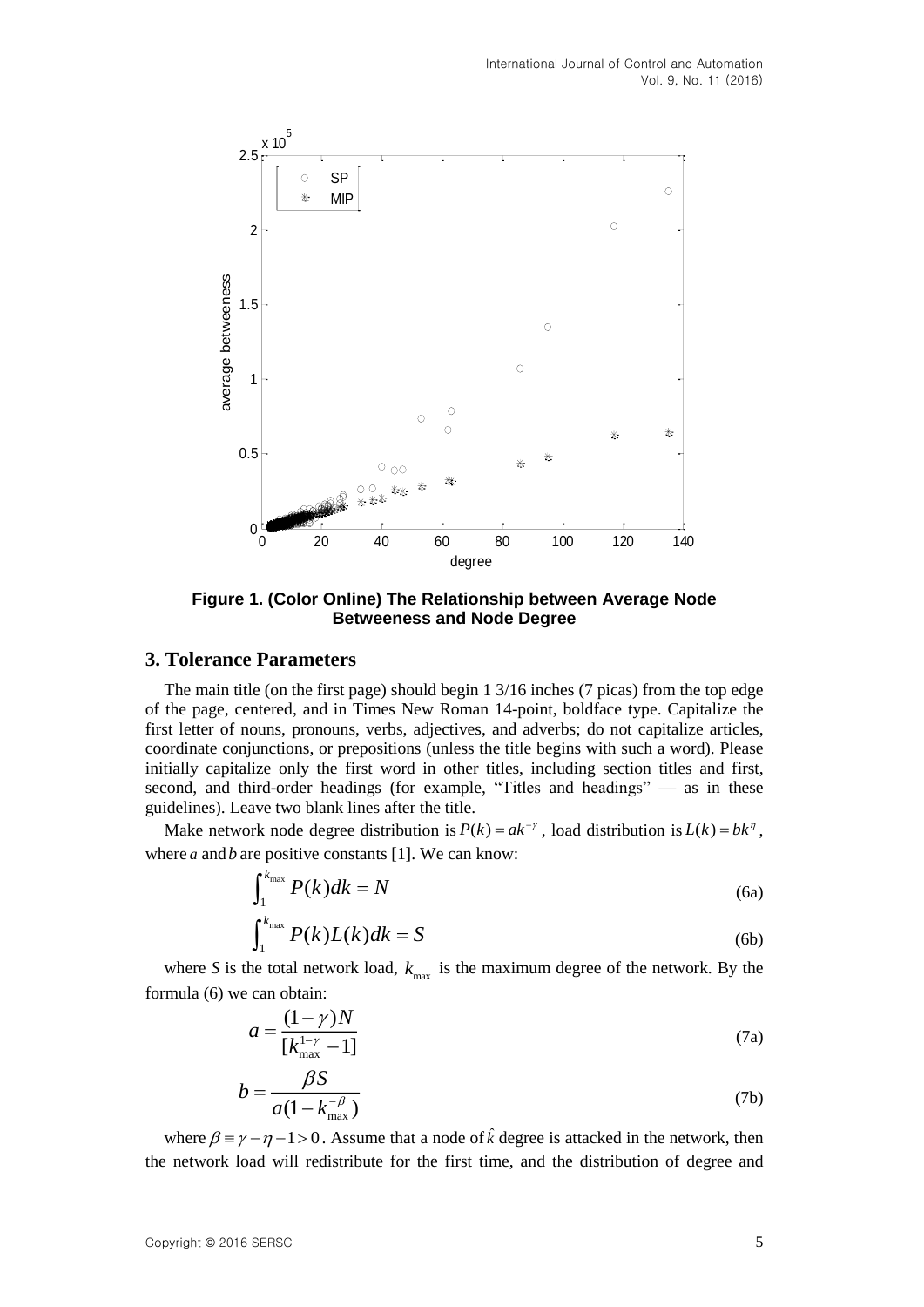**Figure 1. (Color Online) The Relationship between Average Node Betweeness and Node Degree**

## 3. Tolerance Parameters

The main title (on the first page) should begin 1 3/16 inches (7 picas) from the top edge of the page, centered, and in Times New Roman 14-point, boldface type. Capitalize the first letter of nouns, pronouns, verbs, adjectives, and adverbs; do not capitalize articles, coordinate conjunctions, or prepositions (unless the title begins with such a word). Please initially capitalize only the first word in other titles, including section titles and first, second, and third-order headings (for example, "Titles and headings" — as in these guidelines). Leave two blank lines after the title.

Make network node degree distribution is $P(k) = ak^{-\gamma}$, load distribution is $L(k) = bk^{\eta}$, where $a$ and $b$ are positive constants [1]. We can know:

$$\int_{1}^{k_{\max}} P(k)dk = N \tag{6a}$$

$$\int_{1}^{k_{\max}} P(k)L(k)dk = S \tag{6b}$$

where $S$ is the total network load, $k_{\max}$ is the maximum degree of the network. By the formula (6) we can obtain:

$$a = \frac{(1-\gamma)N}{[k_{\max}^{1-\gamma} - 1]} \tag{7a}$$

$$b = \frac{\beta S}{a(1 - k_{\max}^{-\beta})} \tag{7b}$$

where $\beta \equiv \gamma - \eta - 1 > 0$. Assume that a node of $\hat{k}$ degree is attacked in the network, then the network load will redistribute for the first time, and the distribution of degree and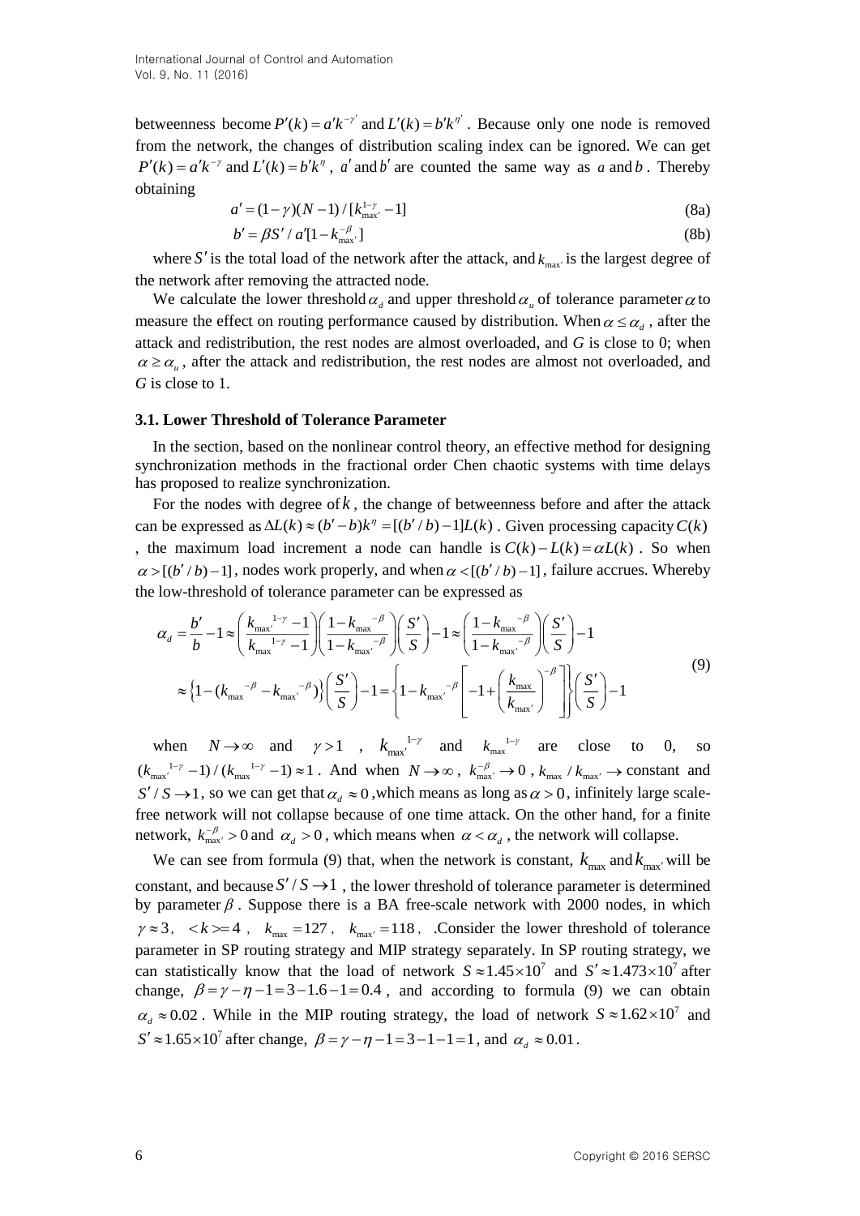betweenness become $P'(k) = a'k^{-\gamma'}$ and $L'(k) = b'k^{\eta'}$. Because only one node is removed from the network, the changes of distribution scaling index can be ignored. We can get $P'(k) = a'k^{-\gamma}$ and $L'(k) = b'k^{\eta}$, $a'$ and $b'$ are counted the same way as $a$ and $b$. Thereby obtaining

$$a' = (1-\gamma)(N-1)/[k_{\max'}^{1-\gamma} - 1] \tag{8a}$$

$$b' = \beta S'/a'[1-k_{\max'}^{-\beta}] \tag{8b}$$

where $S'$ is the total load of the network after the attack, and $k_{\max'}$ is the largest degree of the network after removing the attracted node.

We calculate the lower threshold $\alpha_d$ and upper threshold $\alpha_u$ of tolerance parameter $\alpha$ to measure the effect on routing performance caused by distribution. When $\alpha \le \alpha_d$, after the attack and redistribution, the rest nodes are almost overloaded, and *G* is close to 0; when $\alpha \ge \alpha_u$, after the attack and redistribution, the rest nodes are almost not overloaded, and *G* is close to 1.

### 3.1. Lower Threshold of Tolerance Parameter

In the section, based on the nonlinear control theory, an effective method for designing synchronization methods in the fractional order Chen chaotic systems with time delays has proposed to realize synchronization.

For the nodes with degree of $k$, the change of betweenness before and after the attack can be expressed as $\Delta L(k) \approx (b'-b)k^{\eta} = [(b'/b)-1]L(k)$. Given processing capacity $C(k)$, the maximum load increment a node can handle is $C(k) - L(k) = \alpha L(k)$. So when $\alpha > [(b'/b)-1]$, nodes work properly, and when $\alpha < [(b'/b)-1]$, failure accrues. Whereby the low-threshold of tolerance parameter can be expressed as

$$\begin{aligned}\alpha_d &= \frac{b'}{b} - 1 \approx \left(\frac{k_{\max'}{}^{1-\gamma}-1}{k_{\max}{}^{1-\gamma}-1}\right)\left(\frac{1-k_{\max}{}^{-\beta}}{1-k_{\max'}{}^{-\beta}}\right)\left(\frac{S'}{S}\right) - 1 \approx \left(\frac{1-k_{\max}{}^{-\beta}}{1-k_{\max'}{}^{-\beta}}\right)\left(\frac{S'}{S}\right) - 1 \\ &\approx \left\{1-(k_{\max}{}^{-\beta} - k_{\max'}{}^{-\beta})\right\}\left(\frac{S'}{S}\right) - 1 = \left\{1 - k_{\max'}{}^{-\beta}\left[-1+\left(\frac{k_{\max}}{k_{\max'}}\right)^{-\beta}\right]\right\}\left(\frac{S'}{S}\right) - 1\end{aligned} \tag{9}$$

when $N \to \infty$ and $\gamma > 1$, $k_{\max'}{}^{1-\gamma}$ and $k_{\max}{}^{1-\gamma}$ are close to 0, so $(k_{\max'}{}^{1-\gamma}-1)/(k_{\max}{}^{1-\gamma}-1) \approx 1$. And when $N \to \infty$, $k_{\max'}^{-\beta} \to 0$, $k_{\max}/k_{\max'} \to$ constant and $S'/S \to 1$, so we can get that $\alpha_d \approx 0$, which means as long as $\alpha > 0$, infinitely large scale-free network will not collapse because of one time attack. On the other hand, for a finite network, $k_{\max'}^{-\beta} > 0$ and $\alpha_d > 0$, which means when $\alpha < \alpha_d$, the network will collapse.

We can see from formula (9) that, when the network is constant, $k_{\max}$ and $k_{\max'}$ will be constant, and because $S'/S \to 1$, the lower threshold of tolerance parameter is determined by parameter $\beta$. Suppose there is a BA free-scale network with 2000 nodes, in which $\gamma \approx 3$, $<k>=4$, $k_{\max} = 127$, $k_{\max'} = 118$, .Consider the lower threshold of tolerance parameter in SP routing strategy and MIP strategy separately. In SP routing strategy, we can statistically know that the load of network $S \approx 1.45 \times 10^7$ and $S' \approx 1.473 \times 10^7$ after change, $\beta = \gamma - \eta - 1 = 3 - 1.6 - 1 = 0.4$, and according to formula (9) we can obtain $\alpha_d \approx 0.02$. While in the MIP routing strategy, the load of network $S \approx 1.62 \times 10^7$ and $S' \approx 1.65 \times 10^7$ after change, $\beta = \gamma - \eta - 1 = 3 - 1 - 1 = 1$, and $\alpha_d \approx 0.01$.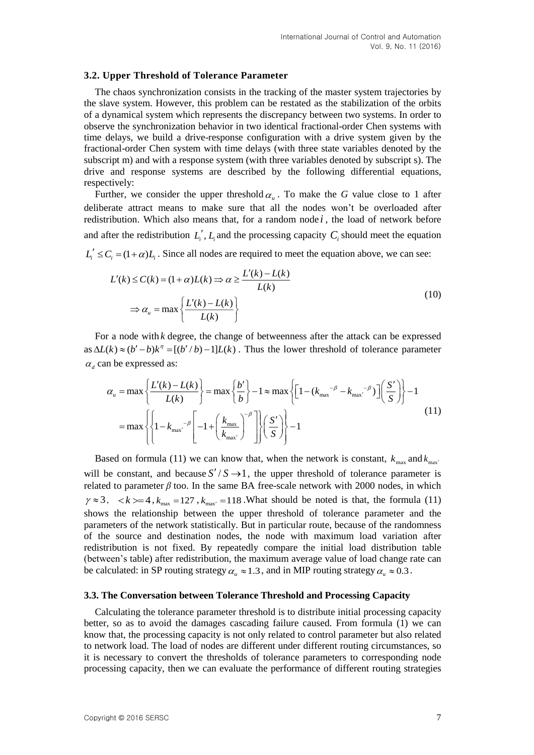### 3.2. Upper Threshold of Tolerance Parameter

The chaos synchronization consists in the tracking of the master system trajectories by the slave system. However, this problem can be restated as the stabilization of the orbits of a dynamical system which represents the discrepancy between two systems. In order to observe the synchronization behavior in two identical fractional-order Chen systems with time delays, we build a drive-response configuration with a drive system given by the fractional-order Chen system with time delays (with three state variables denoted by the subscript m) and with a response system (with three variables denoted by subscript s). The drive and response systems are described by the following differential equations, respectively:

Further, we consider the upper threshold $\alpha_u$. To make the $G$ value close to 1 after deliberate attract means to make sure that all the nodes won't be overloaded after redistribution. Which also means that, for a random node $i$, the load of network before and after the redistribution $L_i'$, $L_i$ and the processing capacity $C_i$ should meet the equation $L_i' \le C_i = (1+\alpha)L_i$. Since all nodes are required to meet the equation above, we can see:

$$
\begin{aligned}
L'(k) \le C(k) = (1+\alpha)L(k) &\Rightarrow \alpha \ge \frac{L'(k)-L(k)}{L(k)} \\
&\Rightarrow \alpha_u = \max\left\{\frac{L'(k)-L(k)}{L(k)}\right\}
\end{aligned}
\tag{10}
$$

For a node with $k$ degree, the change of betweenness after the attack can be expressed as $\Delta L(k) \approx (b'-b)k^{\eta} = [(b'/b)-1]L(k)$. Thus the lower threshold of tolerance parameter $\alpha_d$ can be expressed as:

$$
\begin{aligned}
\alpha_u &= \max\left\{\frac{L'(k)-L(k)}{L(k)}\right\} = \max\left\{\frac{b'}{b}\right\} - 1 \approx \max\left\{\left[1-(k_{\max}{}^{-\beta} - k_{\max'}{}^{-\beta})\right]\left(\frac{S'}{S}\right)\right\} - 1 \\
&= \max\left\{\left\{1 - k_{\max'}{}^{-\beta}\left[-1+\left(\frac{k_{\max}}{k_{\max'}}\right)^{-\beta}\right]\right\}\left(\frac{S'}{S}\right)\right\} - 1
\end{aligned}
\tag{11}
$$

Based on formula (11) we can know that, when the network is constant, $k_{\max}$ and $k_{\max'}$ will be constant, and because $S'/S \to 1$, the upper threshold of tolerance parameter is related to parameter $\beta$ too. In the same BA free-scale network with 2000 nodes, in which $\gamma \approx 3$, $<k>=4$, $k_{\max} = 127$, $k_{\max'} = 118$. What should be noted is that, the formula (11) shows the relationship between the upper threshold of tolerance parameter and the parameters of the network statistically. But in particular route, because of the randomness of the source and destination nodes, the node with maximum load variation after redistribution is not fixed. By repeatedly compare the initial load distribution table (between's table) after redistribution, the maximum average value of load change rate can be calculated: in SP routing strategy $\alpha_u \approx 1.3$, and in MIP routing strategy $\alpha_u \approx 0.3$.

### 3.3. The Conversation between Tolerance Threshold and Processing Capacity

Calculating the tolerance parameter threshold is to distribute initial processing capacity better, so as to avoid the damages cascading failure caused. From formula (1) we can know that, the processing capacity is not only related to control parameter but also related to network load. The load of nodes are different under different routing circumstances, so it is necessary to convert the thresholds of tolerance parameters to corresponding node processing capacity, then we can evaluate the performance of different routing strategies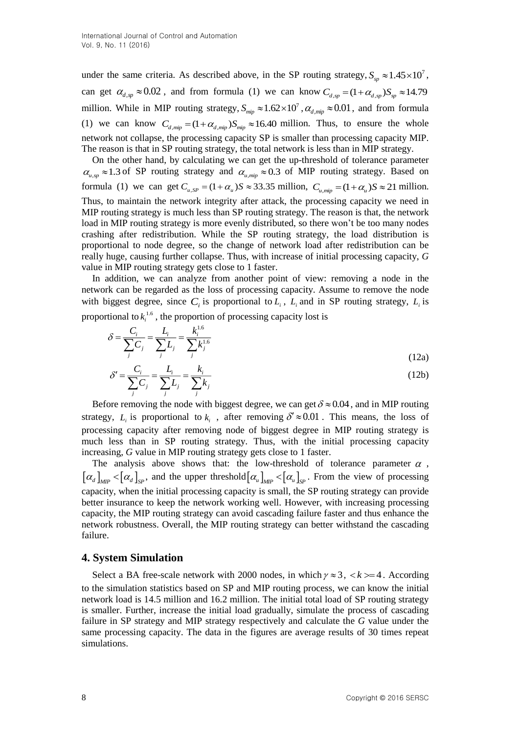under the same criteria. As described above, in the SP routing strategy, $S_{sp} \approx 1.45 \times 10^7$, can get $\alpha_{d,sp} \approx 0.02$, and from formula (1) we can know $C_{d,sp} = (1+\alpha_{d,sp})S_{sp} \approx 14.79$ million. While in MIP routing strategy, $S_{mip} \approx 1.62 \times 10^7$, $\alpha_{d,mip} \approx 0.01$, and from formula (1) we can know $C_{d,mip} = (1+\alpha_{d,mip})S_{mip} \approx 16.40$ million. Thus, to ensure the whole network not collapse, the processing capacity SP is smaller than processing capacity MIP. The reason is that in SP routing strategy, the total network is less than in MIP strategy.

On the other hand, by calculating we can get the up-threshold of tolerance parameter $\alpha_{u,sp} \approx 1.3$ of SP routing strategy and $\alpha_{u,mip} \approx 0.3$ of MIP routing strategy. Based on formula (1) we can get $C_{u,SP} = (1+\alpha_u)S \approx 33.35$ million, $C_{u,mip} = (1+\alpha_u)S \approx 21$ million. Thus, to maintain the network integrity after attack, the processing capacity we need in MIP routing strategy is much less than SP routing strategy. The reason is that, the network load in MIP routing strategy is more evenly distributed, so there won't be too many nodes crashing after redistribution. While the SP routing strategy, the load distribution is proportional to node degree, so the change of network load after redistribution can be really huge, causing further collapse. Thus, with increase of initial processing capacity, *G* value in MIP routing strategy gets close to 1 faster.

In addition, we can analyze from another point of view: removing a node in the network can be regarded as the loss of processing capacity. Assume to remove the node with biggest degree, since $C_i$ is proportional to $L_i$, $L_i$ and in SP routing strategy, $L_i$ is proportional to $k_i^{1.6}$, the proportion of processing capacity lost is

$$\delta = \frac{C_i}{\sum_j C_j} = \frac{L_i}{\sum_j L_j} = \frac{k_i^{1.6}}{\sum_j k_j^{1.6}} \tag{12a}$$

$$\delta' = \frac{C_i}{\sum_j C_j} = \frac{L_i}{\sum_j L_j} = \frac{k_i}{\sum_j k_j} \tag{12b}$$

Before removing the node with biggest degree, we can get $\delta \approx 0.04$, and in MIP routing strategy, $L_i$ is proportional to $k_i$, after removing $\delta' \approx 0.01$. This means, the loss of processing capacity after removing node of biggest degree in MIP routing strategy is much less than in SP routing strategy. Thus, with the initial processing capacity increasing, *G* value in MIP routing strategy gets close to 1 faster.

The analysis above shows that: the low-threshold of tolerance parameter $\alpha$, $[\alpha_d]_{MIP} < [\alpha_d]_{SP}$, and the upper threshold $[\alpha_u]_{MIP} < [\alpha_u]_{SP}$. From the view of processing capacity, when the initial processing capacity is small, the SP routing strategy can provide better insurance to keep the network working well. However, with increasing processing capacity, the MIP routing strategy can avoid cascading failure faster and thus enhance the network robustness. Overall, the MIP routing strategy can better withstand the cascading failure.

## 4. System Simulation

Select a BA free-scale network with 2000 nodes, in which $\gamma \approx 3$, $<k>=4$. According to the simulation statistics based on SP and MIP routing process, we can know the initial network load is 14.5 million and 16.2 million. The initial total load of SP routing strategy is smaller. Further, increase the initial load gradually, simulate the process of cascading failure in SP strategy and MIP strategy respectively and calculate the *G* value under the same processing capacity. The data in the figures are average results of 30 times repeat simulations.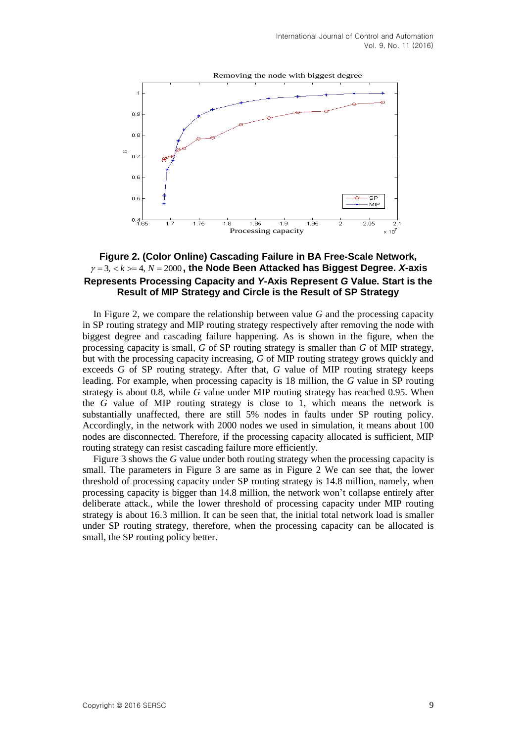**Figure 2. (Color Online) Cascading Failure in BA Free-Scale Network, $\gamma = 3$, $<k>= 4$, $N = 2000$, the Node Been Attacked has Biggest Degree. *X*-axis Represents Processing Capacity and *Y*-Axis Represent *G* Value. Start is the Result of MIP Strategy and Circle is the Result of SP Strategy**

In Figure 2, we compare the relationship between value *G* and the processing capacity in SP routing strategy and MIP routing strategy respectively after removing the node with biggest degree and cascading failure happening. As is shown in the figure, when the processing capacity is small, *G* of SP routing strategy is smaller than *G* of MIP strategy, but with the processing capacity increasing, *G* of MIP routing strategy grows quickly and exceeds *G* of SP routing strategy. After that, *G* value of MIP routing strategy keeps leading. For example, when processing capacity is 18 million, the *G* value in SP routing strategy is about 0.8, while *G* value under MIP routing strategy has reached 0.95. When the *G* value of MIP routing strategy is close to 1, which means the network is substantially unaffected, there are still 5% nodes in faults under SP routing policy. Accordingly, in the network with 2000 nodes we used in simulation, it means about 100 nodes are disconnected. Therefore, if the processing capacity allocated is sufficient, MIP routing strategy can resist cascading failure more efficiently.

Figure 3 shows the *G* value under both routing strategy when the processing capacity is small. The parameters in Figure 3 are same as in Figure 2 We can see that, the lower threshold of processing capacity under SP routing strategy is 14.8 million, namely, when processing capacity is bigger than 14.8 million, the network won't collapse entirely after deliberate attack., while the lower threshold of processing capacity under MIP routing strategy is about 16.3 million. It can be seen that, the initial total network load is smaller under SP routing strategy, therefore, when the processing capacity can be allocated is small, the SP routing policy better.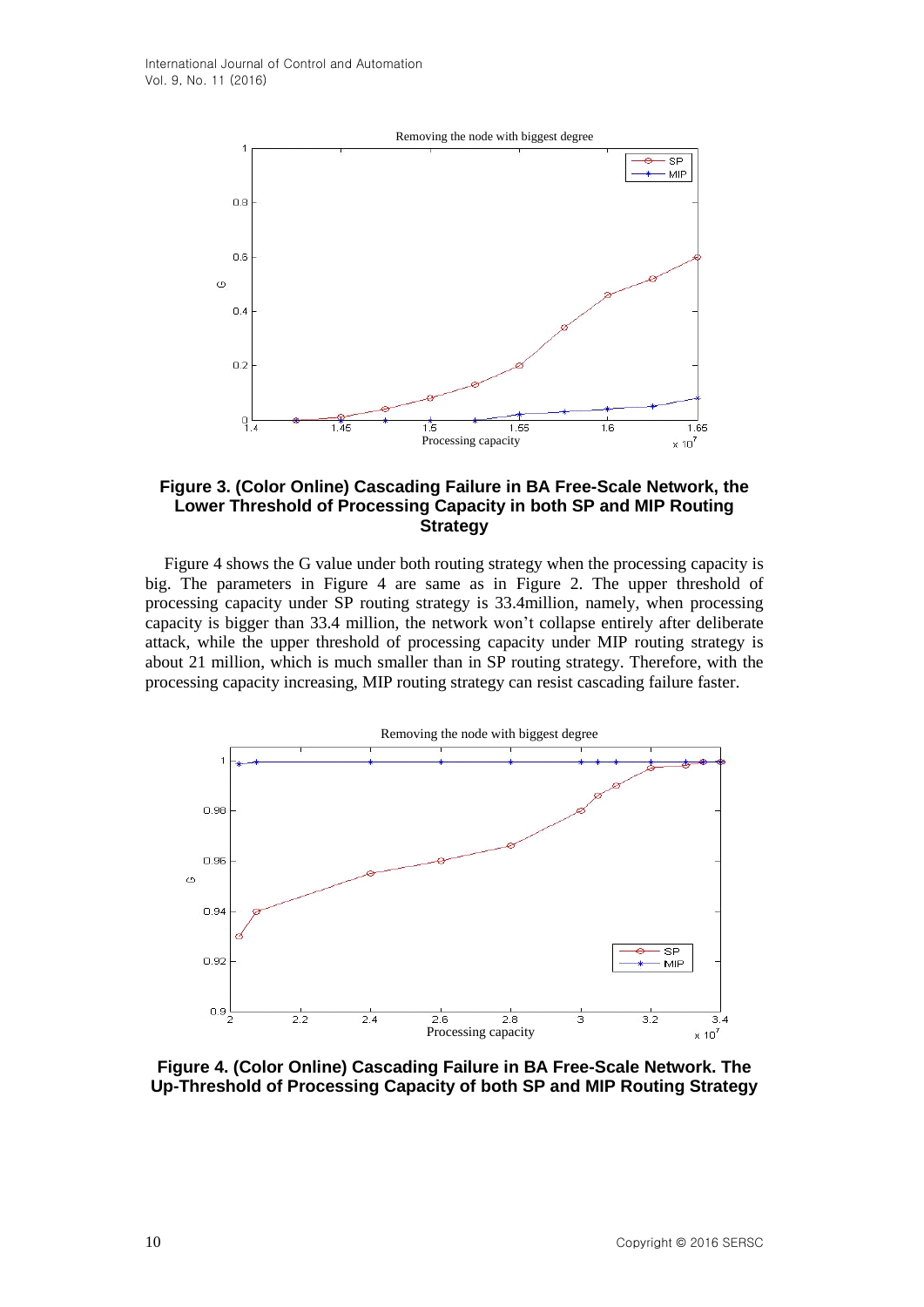**Figure 3. (Color Online) Cascading Failure in BA Free-Scale Network, the Lower Threshold of Processing Capacity in both SP and MIP Routing Strategy**

Figure 4 shows the G value under both routing strategy when the processing capacity is big. The parameters in Figure 4 are same as in Figure 2. The upper threshold of processing capacity under SP routing strategy is 33.4million, namely, when processing capacity is bigger than 33.4 million, the network won't collapse entirely after deliberate attack, while the upper threshold of processing capacity under MIP routing strategy is about 21 million, which is much smaller than in SP routing strategy. Therefore, with the processing capacity increasing, MIP routing strategy can resist cascading failure faster.

**Figure 4. (Color Online) Cascading Failure in BA Free-Scale Network. The Up-Threshold of Processing Capacity of both SP and MIP Routing Strategy**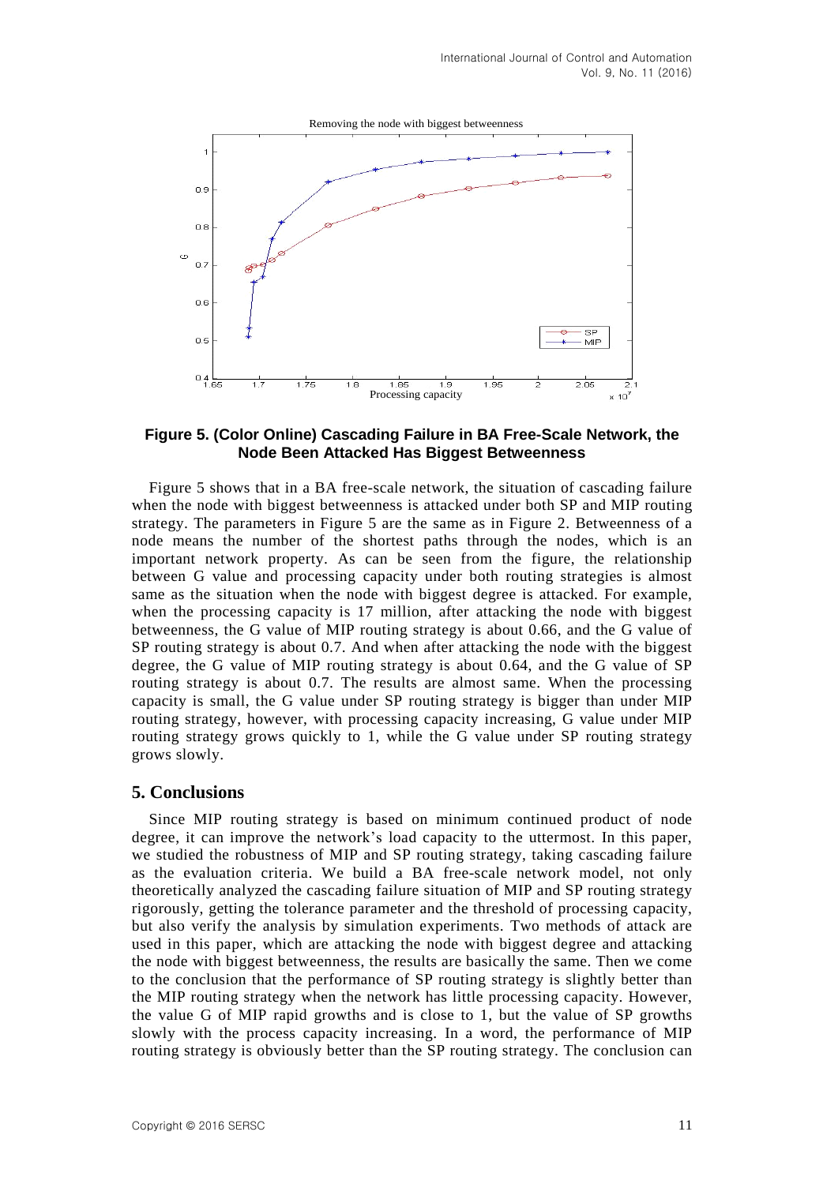**Figure 5. (Color Online) Cascading Failure in BA Free-Scale Network, the Node Been Attacked Has Biggest Betweenness**

Figure 5 shows that in a BA free-scale network, the situation of cascading failure when the node with biggest betweenness is attacked under both SP and MIP routing strategy. The parameters in Figure 5 are the same as in Figure 2. Betweenness of a node means the number of the shortest paths through the nodes, which is an important network property. As can be seen from the figure, the relationship between G value and processing capacity under both routing strategies is almost same as the situation when the node with biggest degree is attacked. For example, when the processing capacity is 17 million, after attacking the node with biggest betweenness, the G value of MIP routing strategy is about 0.66, and the G value of SP routing strategy is about 0.7. And when after attacking the node with the biggest degree, the G value of MIP routing strategy is about 0.64, and the G value of SP routing strategy is about 0.7. The results are almost same. When the processing capacity is small, the G value under SP routing strategy is bigger than under MIP routing strategy, however, with processing capacity increasing, G value under MIP routing strategy grows quickly to 1, while the G value under SP routing strategy grows slowly.

## 5. Conclusions

Since MIP routing strategy is based on minimum continued product of node degree, it can improve the network's load capacity to the uttermost. In this paper, we studied the robustness of MIP and SP routing strategy, taking cascading failure as the evaluation criteria. We build a BA free-scale network model, not only theoretically analyzed the cascading failure situation of MIP and SP routing strategy rigorously, getting the tolerance parameter and the threshold of processing capacity, but also verify the analysis by simulation experiments. Two methods of attack are used in this paper, which are attacking the node with biggest degree and attacking the node with biggest betweenness, the results are basically the same. Then we come to the conclusion that the performance of SP routing strategy is slightly better than the MIP routing strategy when the network has little processing capacity. However, the value G of MIP rapid growths and is close to 1, but the value of SP growths slowly with the process capacity increasing. In a word, the performance of MIP routing strategy is obviously better than the SP routing strategy. The conclusion can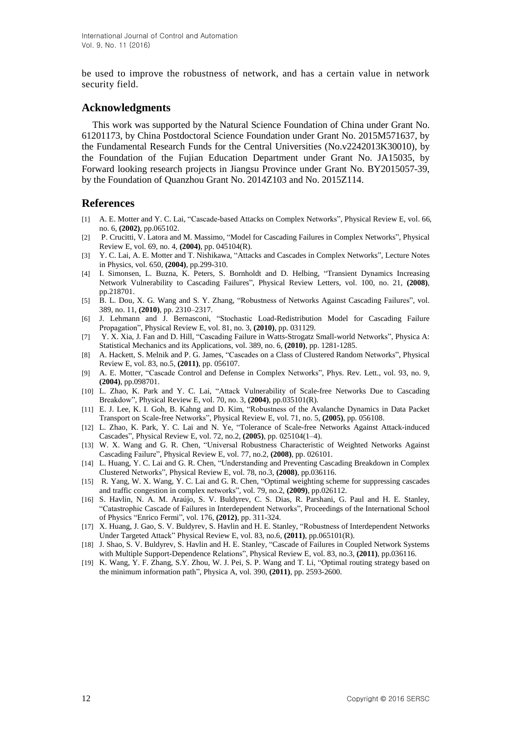be used to improve the robustness of network, and has a certain value in network security field.

## Acknowledgments

This work was supported by the Natural Science Foundation of China under Grant No. 61201173, by China Postdoctoral Science Foundation under Grant No. 2015M571637, by the Fundamental Research Funds for the Central Universities (No.v2242013K30010), by the Foundation of the Fujian Education Department under Grant No. JA15035, by Forward looking research projects in Jiangsu Province under Grant No. BY2015057-39, by the Foundation of Quanzhou Grant No. 2014Z103 and No. 2015Z114.

## References

[1] A. E. Motter and Y. C. Lai, "Cascade-based Attacks on Complex Networks", Physical Review E, vol. 66, no. 6, **(2002)**, pp.065102.

[2] P. Crucitti, V. Latora and M. Massimo, "Model for Cascading Failures in Complex Networks", Physical Review E, vol. 69, no. 4, **(2004)**, pp. 045104(R).

[3] Y. C. Lai, A. E. Motter and T. Nishikawa, "Attacks and Cascades in Complex Networks", Lecture Notes in Physics, vol. 650, **(2004)**, pp.299-310.

[4] I. Simonsen, L. Buzna, K. Peters, S. Bornholdt and D. Helbing, "Transient Dynamics Increasing Network Vulnerability to Cascading Failures", Physical Review Letters, vol. 100, no. 21, **(2008)**, pp.218701.

[5] B. L. Dou, X. G. Wang and S. Y. Zhang, "Robustness of Networks Against Cascading Failures", vol. 389, no. 11, **(2010)**, pp. 2310–2317.

[6] J. Lehmann and J. Bernasconi, "Stochastic Load-Redistribution Model for Cascading Failure Propagation", Physical Review E, vol. 81, no. 3, **(2010)**, pp. 031129.

[7] Y. X. Xia, J. Fan and D. Hill, "Cascading Failure in Watts-Strogatz Small-world Networks", Physica A: Statistical Mechanics and its Applications, vol. 389, no. 6, **(2010)**, pp. 1281-1285.

[8] A. Hackett, S. Melnik and P. G. James, "Cascades on a Class of Clustered Random Networks", Physical Review E, vol. 83, no.5, **(2011)**, pp. 056107.

[9] A. E. Motter, "Cascade Control and Defense in Complex Networks", Phys. Rev. Lett., vol. 93, no. 9, **(2004)**, pp.098701.

[10] L. Zhao, K. Park and Y. C. Lai, "Attack Vulnerability of Scale-free Networks Due to Cascading Breakdow", Physical Review E, vol. 70, no. 3, **(2004)**, pp.035101(R).

[11] E. J. Lee, K. I. Goh, B. Kahng and D. Kim, "Robustness of the Avalanche Dynamics in Data Packet Transport on Scale-free Networks", Physical Review E, vol. 71, no. 5, **(2005)**, pp. 056108.

[12] L. Zhao, K. Park, Y. C. Lai and N. Ye, "Tolerance of Scale-free Networks Against Attack-induced Cascades", Physical Review E, vol. 72, no.2, **(2005)**, pp. 025104(1–4).

[13] W. X. Wang and G. R. Chen, "Universal Robustness Characteristic of Weighted Networks Against Cascading Failure", Physical Review E, vol. 77, no.2, **(2008)**, pp. 026101.

[14] L. Huang, Y. C. Lai and G. R. Chen, "Understanding and Preventing Cascading Breakdown in Complex Clustered Networks", Physical Review E, vol. 78, no.3, **(2008)**, pp.036116.

[15] R. Yang, W. X. Wang, Y. C. Lai and G. R. Chen, "Optimal weighting scheme for suppressing cascades and traffic congestion in complex networks", vol. 79, no.2, **(2009)**, pp.026112.

[16] S. Havlin, N. A. M. Araújo, S. V. Buldyrev, C. S. Dias, R. Parshani, G. Paul and H. E. Stanley, "Catastrophic Cascade of Failures in Interdependent Networks", Proceedings of the International School of Physics "Enrico Fermi", vol. 176, **(2012)**, pp. 311-324.

[17] X. Huang, J. Gao, S. V. Buldyrev, S. Havlin and H. E. Stanley, "Robustness of Interdependent Networks Under Targeted Attack" Physical Review E, vol. 83, no.6, **(2011)**, pp.065101(R).

[18] J. Shao, S. V. Buldyrev, S. Havlin and H. E. Stanley, "Cascade of Failures in Coupled Network Systems with Multiple Support-Dependence Relations", Physical Review E, vol. 83, no.3, **(2011)**, pp.036116.

[19] K. Wang, Y. F. Zhang, S.Y. Zhou, W. J. Pei, S. P. Wang and T. Li, "Optimal routing strategy based on the minimum information path", Physica A, vol. 390, **(2011)**, pp. 2593-2600.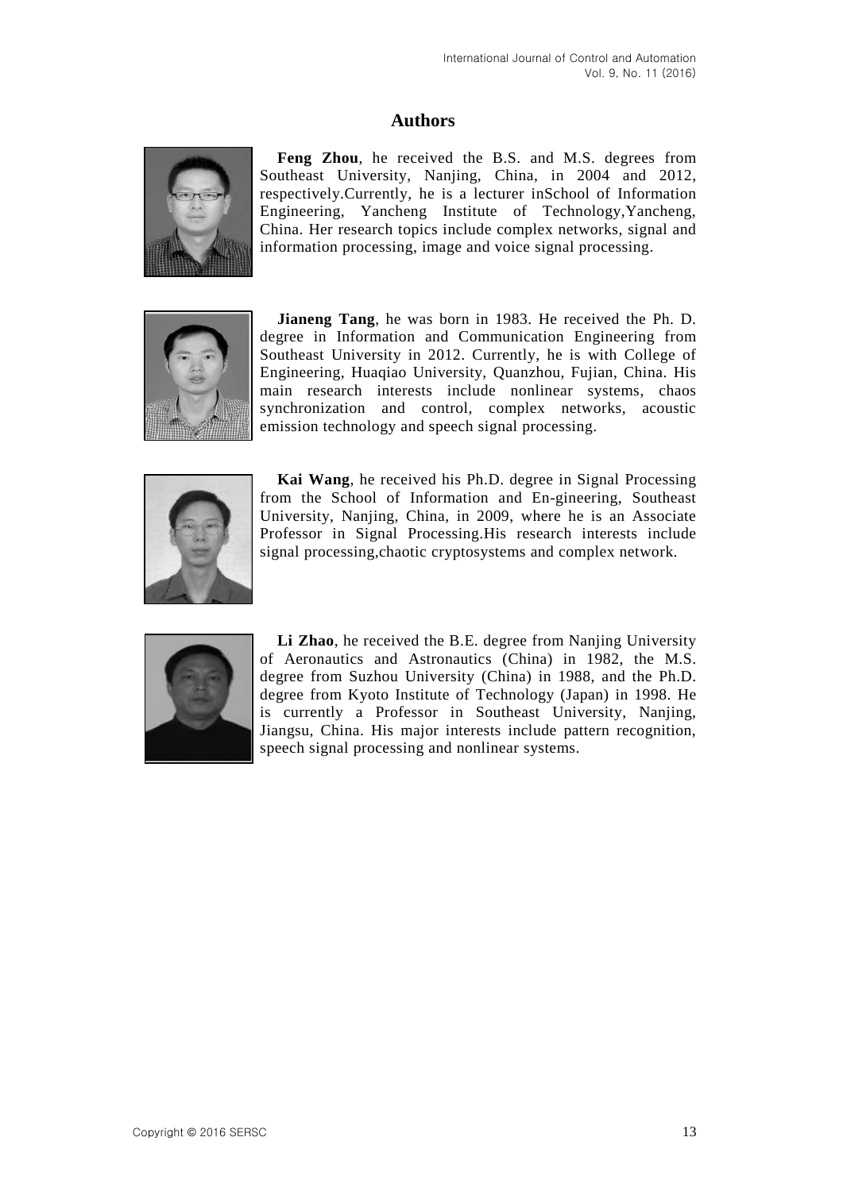## Authors

**Feng Zhou**, he received the B.S. and M.S. degrees from Southeast University, Nanjing, China, in 2004 and 2012, respectively.Currently, he is a lecturer inSchool of Information Engineering, Yancheng Institute of Technology,Yancheng, China. Her research topics include complex networks, signal and information processing, image and voice signal processing.

**Jianeng Tang**, he was born in 1983. He received the Ph. D. degree in Information and Communication Engineering from Southeast University in 2012. Currently, he is with College of Engineering, Huaqiao University, Quanzhou, Fujian, China. His main research interests include nonlinear systems, chaos synchronization and control, complex networks, acoustic emission technology and speech signal processing.

**Kai Wang**, he received his Ph.D. degree in Signal Processing from the School of Information and En-gineering, Southeast University, Nanjing, China, in 2009, where he is an Associate Professor in Signal Processing.His research interests include signal processing,chaotic cryptosystems and complex network.

**Li Zhao**, he received the B.E. degree from Nanjing University of Aeronautics and Astronautics (China) in 1982, the M.S. degree from Suzhou University (China) in 1988, and the Ph.D. degree from Kyoto Institute of Technology (Japan) in 1998. He is currently a Professor in Southeast University, Nanjing, Jiangsu, China. His major interests include pattern recognition, speech signal processing and nonlinear systems.